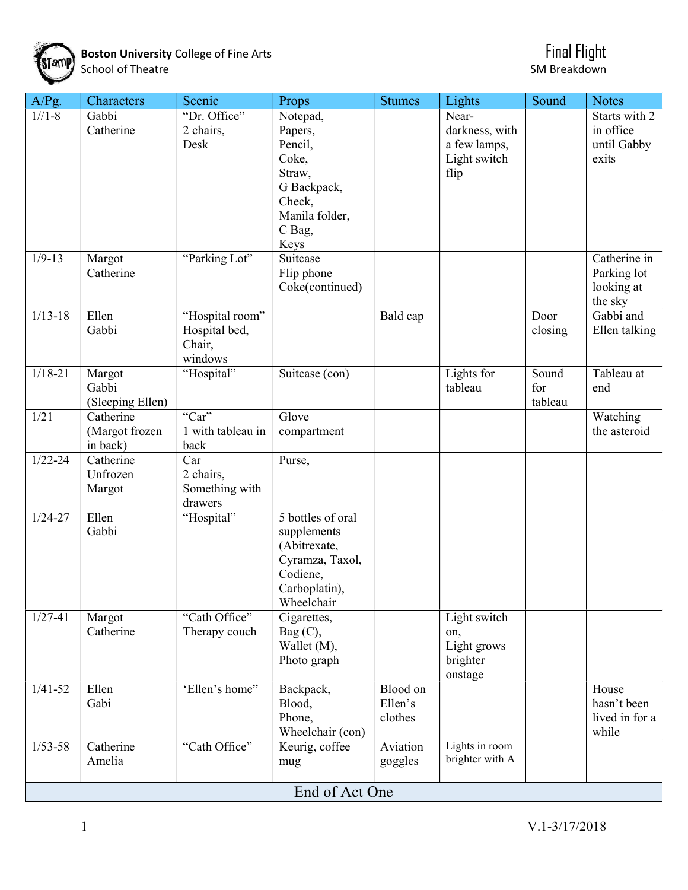**Boston University** College of Fine Arts
School of Theatre

# Final Flight

SM Breakdown

| A/Pg. | Characters | Scenic | Props | Stumes | Lights | Sound | Notes |
|---|---|---|---|---|---|---|---|
| 1//1-8 | Gabbi<br>Catherine | "Dr. Office"<br>2 chairs,<br>Desk | Notepad,<br>Papers,<br>Pencil,<br>Coke,<br>Straw,<br>G Backpack,<br>Check,<br>Manila folder,<br>C Bag,<br>Keys | | Near-darkness, with a few lamps,<br>Light switch flip | | Starts with 2 in office until Gabby exits |
| 1/9-13 | Margot<br>Catherine | "Parking Lot" | Suitcase<br>Flip phone<br>Coke(continued) | | | | Catherine in Parking lot looking at the sky |
| 1/13-18 | Ellen<br>Gabbi | "Hospital room"<br>Hospital bed,<br>Chair,<br>windows | | Bald cap | | Door closing | Gabbi and Ellen talking |
| 1/18-21 | Margot<br>Gabbi<br>(Sleeping Ellen) | "Hospital" | Suitcase (con) | | Lights for tableau | Sound for tableau | Tableau at end |
| 1/21 | Catherine<br>(Margot frozen in back) | "Car"<br>1 with tableau in back | Glove compartment | | | | Watching the asteroid |
| 1/22-24 | Catherine<br>Unfrozen<br>Margot | Car<br>2 chairs,<br>Something with drawers | Purse, | | | | |
| 1/24-27 | Ellen<br>Gabbi | "Hospital" | 5 bottles of oral supplements (Abitrexate, Cyramza, Taxol, Codiene, Carboplatin),<br>Wheelchair | | | | |
| 1/27-41 | Margot<br>Catherine | "Cath Office"<br>Therapy couch | Cigarettes,<br>Bag (C),<br>Wallet (M),<br>Photo graph | | Light switch on,<br>Light grows brighter onstage | | |
| 1/41-52 | Ellen<br>Gabi | 'Ellen's home" | Backpack,<br>Blood,<br>Phone,<br>Wheelchair (con) | Blood on Ellen's clothes | | | House hasn't been lived in for a while |
| 1/53-58 | Catherine<br>Amelia | "Cath Office" | Keurig, coffee mug | Aviation goggles | Lights in room brighter with A | | |
| End of Act One | | | | | | | |

V.1-3/17/2018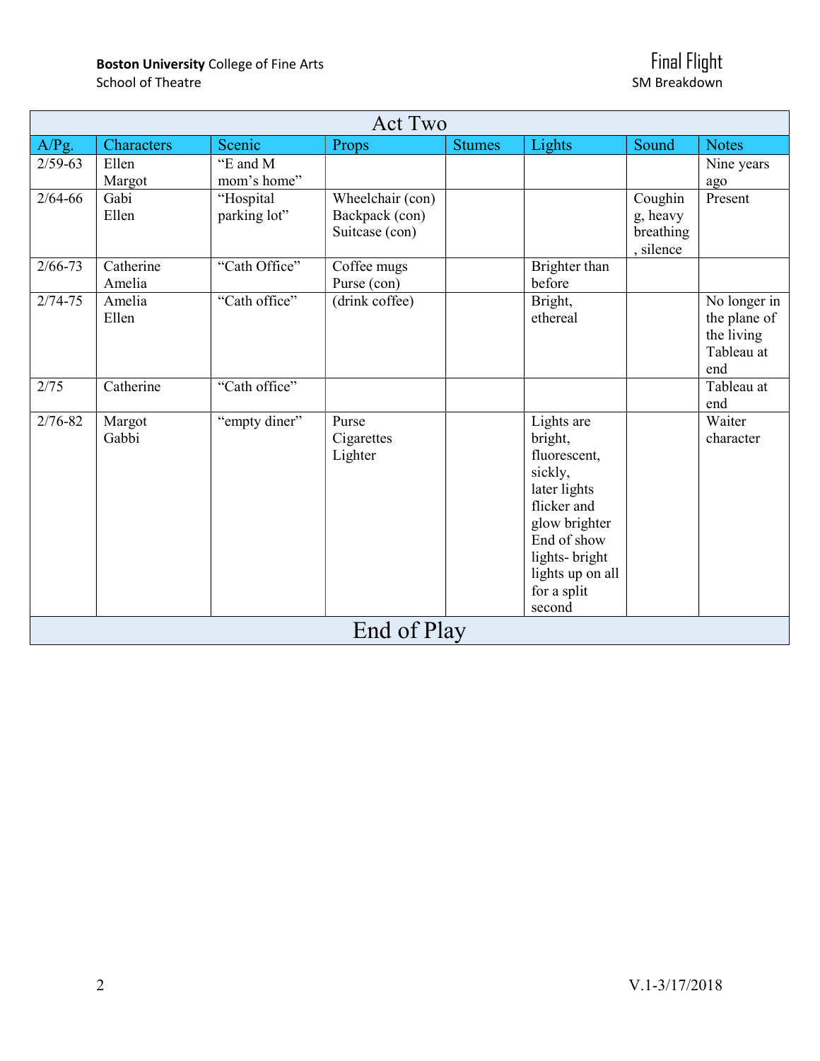| Act Two | | | | | | | |
|---|---|---|---|---|---|---|---|
| A/Pg. | Characters | Scenic | Props | Stumes | Lights | Sound | Notes |
| 2/59-63 | Ellen<br>Margot | "E and M mom's home" | | | | | Nine years ago |
| 2/64-66 | Gabi<br>Ellen | "Hospital parking lot" | Wheelchair (con)<br>Backpack (con)<br>Suitcase (con) | | | Coughing, heavy breathing, silence | Present |
| 2/66-73 | Catherine<br>Amelia | "Cath Office" | Coffee mugs<br>Purse (con) | | Brighter than before | | |
| 2/74-75 | Amelia<br>Ellen | "Cath office" | (drink coffee) | | Bright, ethereal | | No longer in the plane of the living<br>Tableau at end |
| 2/75 | Catherine | "Cath office" | | | | | Tableau at end |
| 2/76-82 | Margot<br>Gabbi | "empty diner" | Purse<br>Cigarettes<br>Lighter | | Lights are bright, fluorescent, sickly,<br>later lights flicker and glow brighter<br>End of show lights- bright lights up on all for a split second | | Waiter character |
| End of Play | | | | | | | |

V.1-3/17/2018